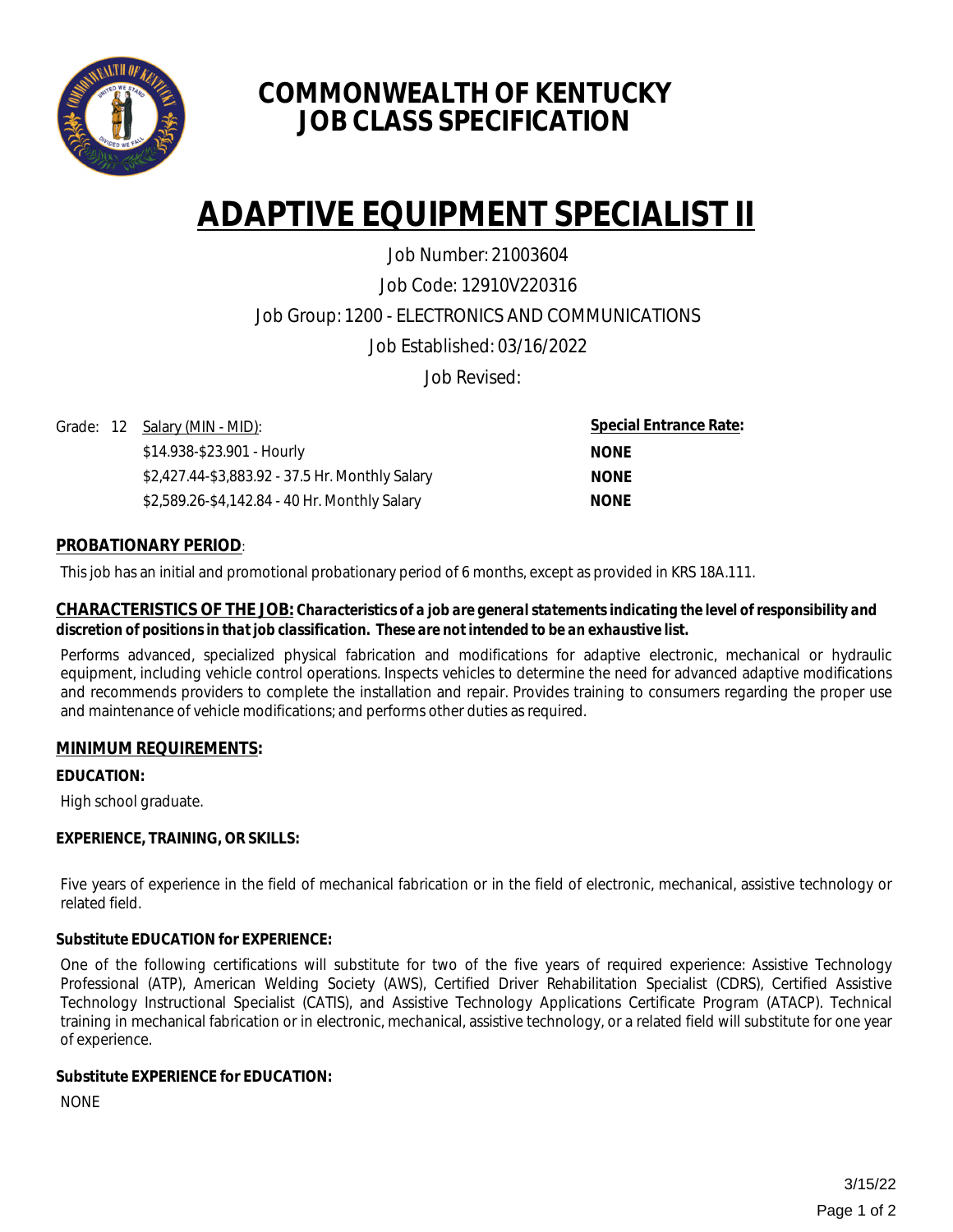# COMMONWEALTH OF KENTUCKY
# JOB CLASS SPECIFICATION

# ADAPTIVE EQUIPMENT SPECIALIST II

Job Number: 21003604

Job Code: 12910V220316

Job Group: 1200 - ELECTRONICS AND COMMUNICATIONS

Job Established: 03/16/2022

Job Revised:

| Grade: 12 | Salary (MIN - MID): | Special Entrance Rate: |
|---|---|---|
| | $14.938-$23.901 - Hourly | NONE |
| | $2,427.44-$3,883.92 - 37.5 Hr. Monthly Salary | NONE |
| | $2,589.26-$4,142.84 - 40 Hr. Monthly Salary | NONE |

## PROBATIONARY PERIOD:

This job has an initial and promotional probationary period of 6 months, except as provided in KRS 18A.111.

## CHARACTERISTICS OF THE JOB: *Characteristics of a job are general statements indicating the level of responsibility and discretion of positions in that job classification. These are not intended to be an exhaustive list.*

Performs advanced, specialized physical fabrication and modifications for adaptive electronic, mechanical or hydraulic equipment, including vehicle control operations. Inspects vehicles to determine the need for advanced adaptive modifications and recommends providers to complete the installation and repair. Provides training to consumers regarding the proper use and maintenance of vehicle modifications; and performs other duties as required.

## MINIMUM REQUIREMENTS:

**EDUCATION:**

High school graduate.

**EXPERIENCE, TRAINING, OR SKILLS:**

Five years of experience in the field of mechanical fabrication or in the field of electronic, mechanical, assistive technology or related field.

**Substitute EDUCATION for EXPERIENCE:**

One of the following certifications will substitute for two of the five years of required experience: Assistive Technology Professional (ATP), American Welding Society (AWS), Certified Driver Rehabilitation Specialist (CDRS), Certified Assistive Technology Instructional Specialist (CATIS), and Assistive Technology Applications Certificate Program (ATACP). Technical training in mechanical fabrication or in electronic, mechanical, assistive technology, or a related field will substitute for one year of experience.

**Substitute EXPERIENCE for EDUCATION:**

NONE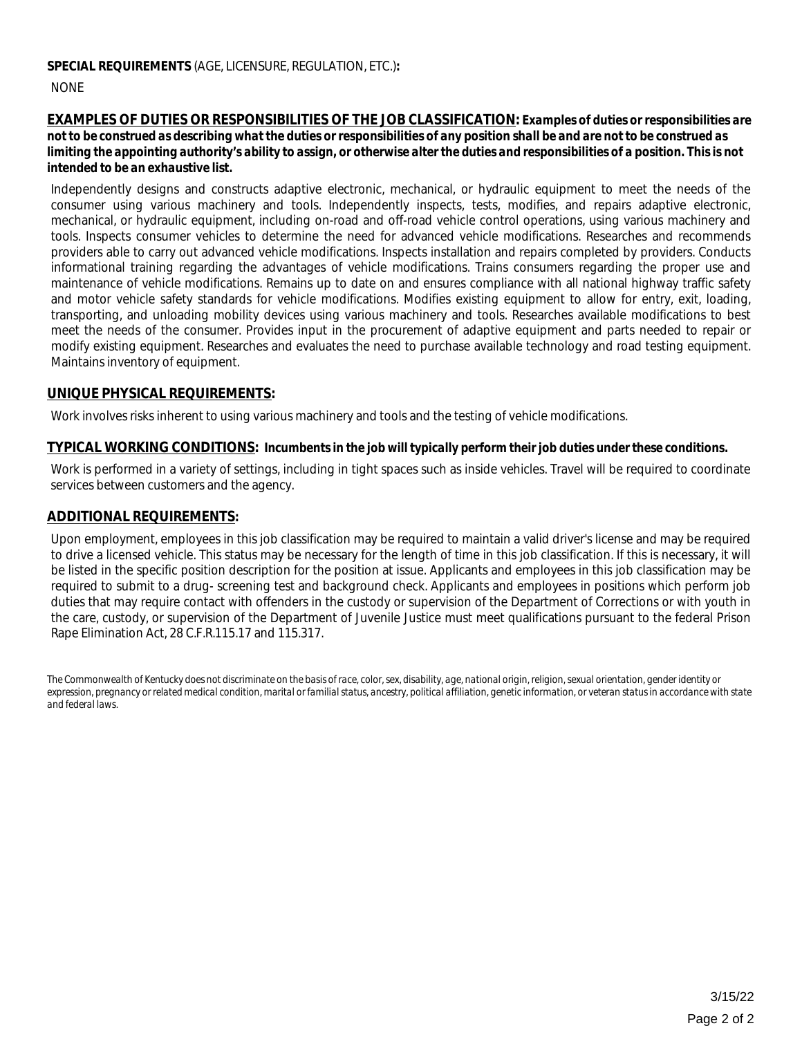**SPECIAL REQUIREMENTS** (AGE, LICENSURE, REGULATION, ETC.)**:**

NONE

## EXAMPLES OF DUTIES OR RESPONSIBILITIES OF THE JOB CLASSIFICATION:

***Examples of duties or responsibilities are not to be construed as describing what the duties or responsibilities of any position shall be and are not to be construed as limiting the appointing authority's ability to assign, or otherwise alter the duties and responsibilities of a position. This is not intended to be an exhaustive list.***

Independently designs and constructs adaptive electronic, mechanical, or hydraulic equipment to meet the needs of the consumer using various machinery and tools. Independently inspects, tests, modifies, and repairs adaptive electronic, mechanical, or hydraulic equipment, including on-road and off-road vehicle control operations, using various machinery and tools. Inspects consumer vehicles to determine the need for advanced vehicle modifications. Researches and recommends providers able to carry out advanced vehicle modifications. Inspects installation and repairs completed by providers. Conducts informational training regarding the advantages of vehicle modifications. Trains consumers regarding the proper use and maintenance of vehicle modifications. Remains up to date on and ensures compliance with all national highway traffic safety and motor vehicle safety standards for vehicle modifications. Modifies existing equipment to allow for entry, exit, loading, transporting, and unloading mobility devices using various machinery and tools. Researches available modifications to best meet the needs of the consumer. Provides input in the procurement of adaptive equipment and parts needed to repair or modify existing equipment. Researches and evaluates the need to purchase available technology and road testing equipment. Maintains inventory of equipment.

## UNIQUE PHYSICAL REQUIREMENTS:

Work involves risks inherent to using various machinery and tools and the testing of vehicle modifications.

## TYPICAL WORKING CONDITIONS:

***Incumbents in the job will typically perform their job duties under these conditions.***

Work is performed in a variety of settings, including in tight spaces such as inside vehicles. Travel will be required to coordinate services between customers and the agency.

## ADDITIONAL REQUIREMENTS:

Upon employment, employees in this job classification may be required to maintain a valid driver's license and may be required to drive a licensed vehicle. This status may be necessary for the length of time in this job classification. If this is necessary, it will be listed in the specific position description for the position at issue. Applicants and employees in this job classification may be required to submit to a drug- screening test and background check. Applicants and employees in positions which perform job duties that may require contact with offenders in the custody or supervision of the Department of Corrections or with youth in the care, custody, or supervision of the Department of Juvenile Justice must meet qualifications pursuant to the federal Prison Rape Elimination Act, 28 C.F.R.115.17 and 115.317.

*The Commonwealth of Kentucky does not discriminate on the basis of race, color, sex, disability, age, national origin, religion, sexual orientation, gender identity or expression, pregnancy or related medical condition, marital or familial status, ancestry, political affiliation, genetic information, or veteran status in accordance with state and federal laws.*

3/15/22